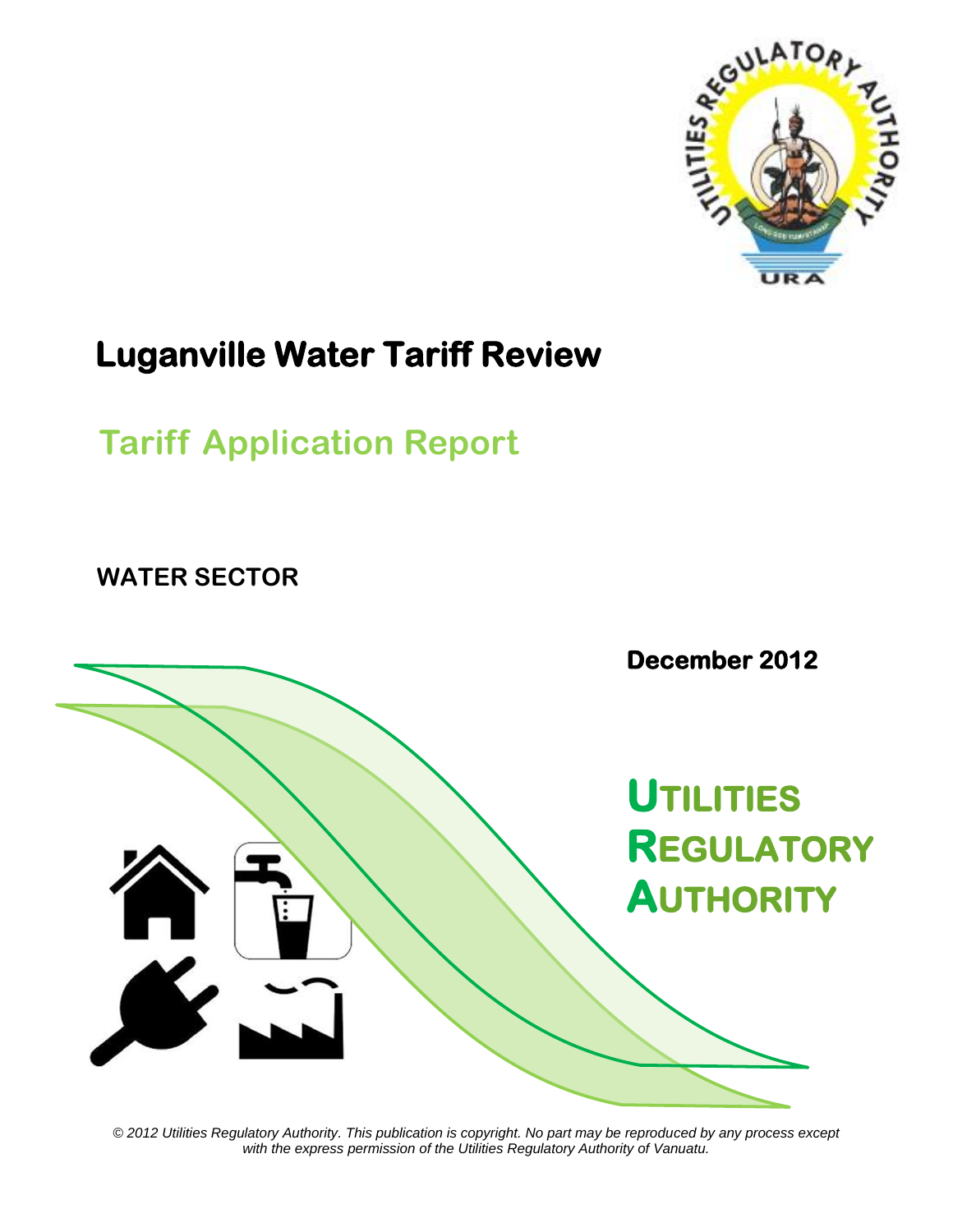# Luganville Water Tariff Review

## Tariff Application Report

**WATER SECTOR**

**December 2012**

**UTILITIES REGULATORY AUTHORITY**

*© 2012 Utilities Regulatory Authority. This publication is copyright. No part may be reproduced by any process except with the express permission of the Utilities Regulatory Authority of Vanuatu.*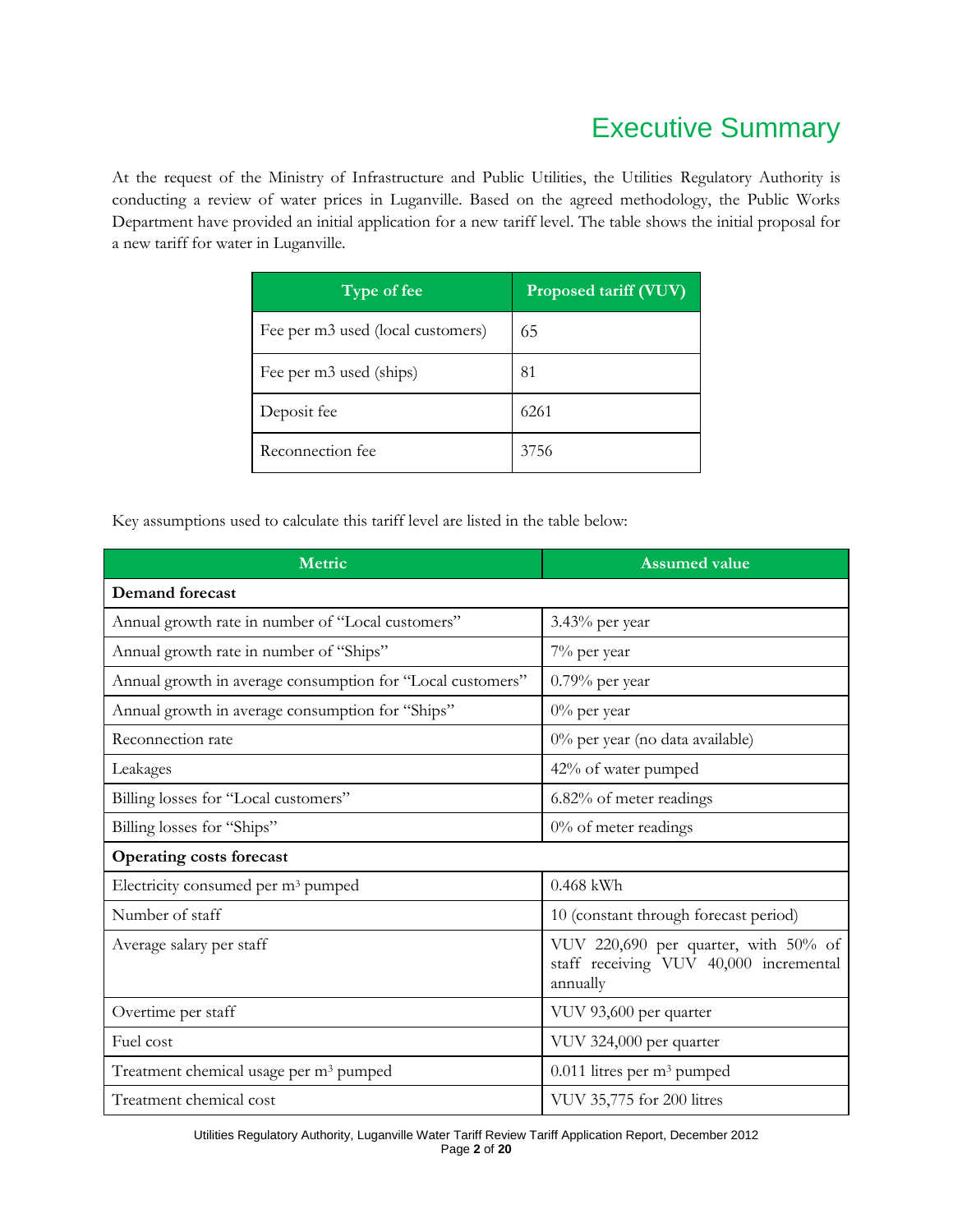# Executive Summary

At the request of the Ministry of Infrastructure and Public Utilities, the Utilities Regulatory Authority is conducting a review of water prices in Luganville. Based on the agreed methodology, the Public Works Department have provided an initial application for a new tariff level. The table shows the initial proposal for a new tariff for water in Luganville.

| Type of fee | Proposed tariff (VUV) |
|---|---|
| Fee per m3 used (local customers) | 65 |
| Fee per m3 used (ships) | 81 |
| Deposit fee | 6261 |
| Reconnection fee | 3756 |

Key assumptions used to calculate this tariff level are listed in the table below:

| Metric | Assumed value |
|---|---|
| **Demand forecast** | |
| Annual growth rate in number of "Local customers" | 3.43% per year |
| Annual growth rate in number of "Ships" | 7% per year |
| Annual growth in average consumption for "Local customers" | 0.79% per year |
| Annual growth in average consumption for "Ships" | 0% per year |
| Reconnection rate | 0% per year (no data available) |
| Leakages | 42% of water pumped |
| Billing losses for "Local customers" | 6.82% of meter readings |
| Billing losses for "Ships" | 0% of meter readings |
| **Operating costs forecast** | |
| Electricity consumed per $m^3$ pumped | 0.468 kWh |
| Number of staff | 10 (constant through forecast period) |
| Average salary per staff | VUV 220,690 per quarter, with 50% of staff receiving VUV 40,000 incremental annually |
| Overtime per staff | VUV 93,600 per quarter |
| Fuel cost | VUV 324,000 per quarter |
| Treatment chemical usage per $m^3$ pumped | 0.011 litres per $m^3$ pumped |
| Treatment chemical cost | VUV 35,775 for 200 litres |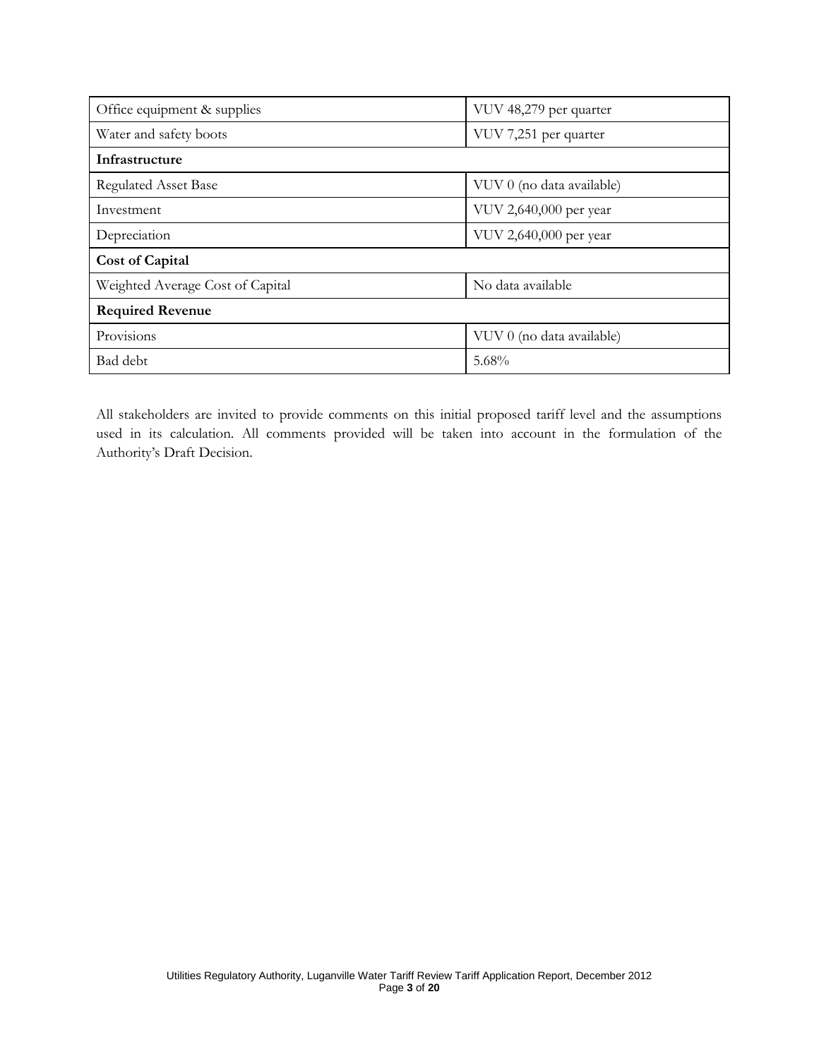| | |
|---|---|
| Office equipment & supplies | VUV 48,279 per quarter |
| Water and safety boots | VUV 7,251 per quarter |
| **Infrastructure** | |
| Regulated Asset Base | VUV 0 (no data available) |
| Investment | VUV 2,640,000 per year |
| Depreciation | VUV 2,640,000 per year |
| **Cost of Capital** | |
| Weighted Average Cost of Capital | No data available |
| **Required Revenue** | |
| Provisions | VUV 0 (no data available) |
| Bad debt | 5.68% |

All stakeholders are invited to provide comments on this initial proposed tariff level and the assumptions used in its calculation. All comments provided will be taken into account in the formulation of the Authority's Draft Decision.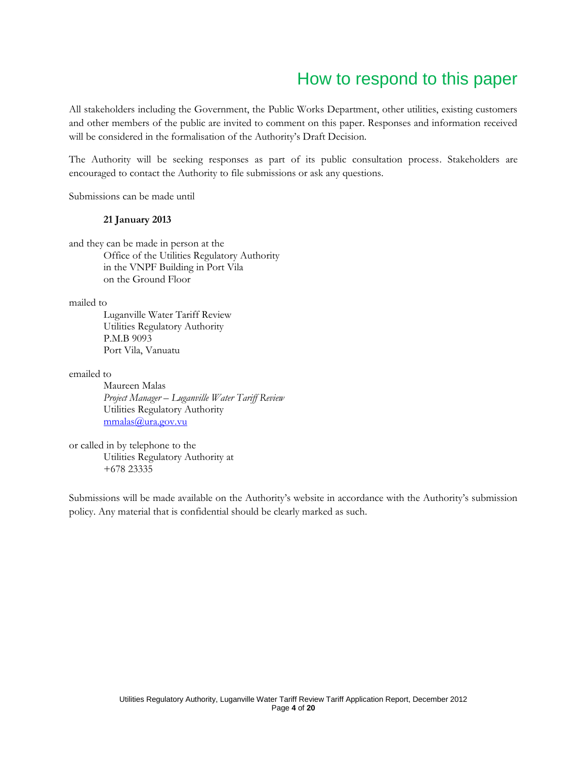# How to respond to this paper

All stakeholders including the Government, the Public Works Department, other utilities, existing customers and other members of the public are invited to comment on this paper. Responses and information received will be considered in the formalisation of the Authority's Draft Decision.

The Authority will be seeking responses as part of its public consultation process. Stakeholders are encouraged to contact the Authority to file submissions or ask any questions.

Submissions can be made until

**21 January 2013**

and they can be made in person at the
Office of the Utilities Regulatory Authority
in the VNPF Building in Port Vila
on the Ground Floor

mailed to
Luganville Water Tariff Review
Utilities Regulatory Authority
P.M.B 9093
Port Vila, Vanuatu

emailed to
Maureen Malas
*Project Manager – Luganville Water Tariff Review*
Utilities Regulatory Authority
mmalas@ura.gov.vu

or called in by telephone to the
Utilities Regulatory Authority at
+678 23335

Submissions will be made available on the Authority's website in accordance with the Authority's submission policy. Any material that is confidential should be clearly marked as such.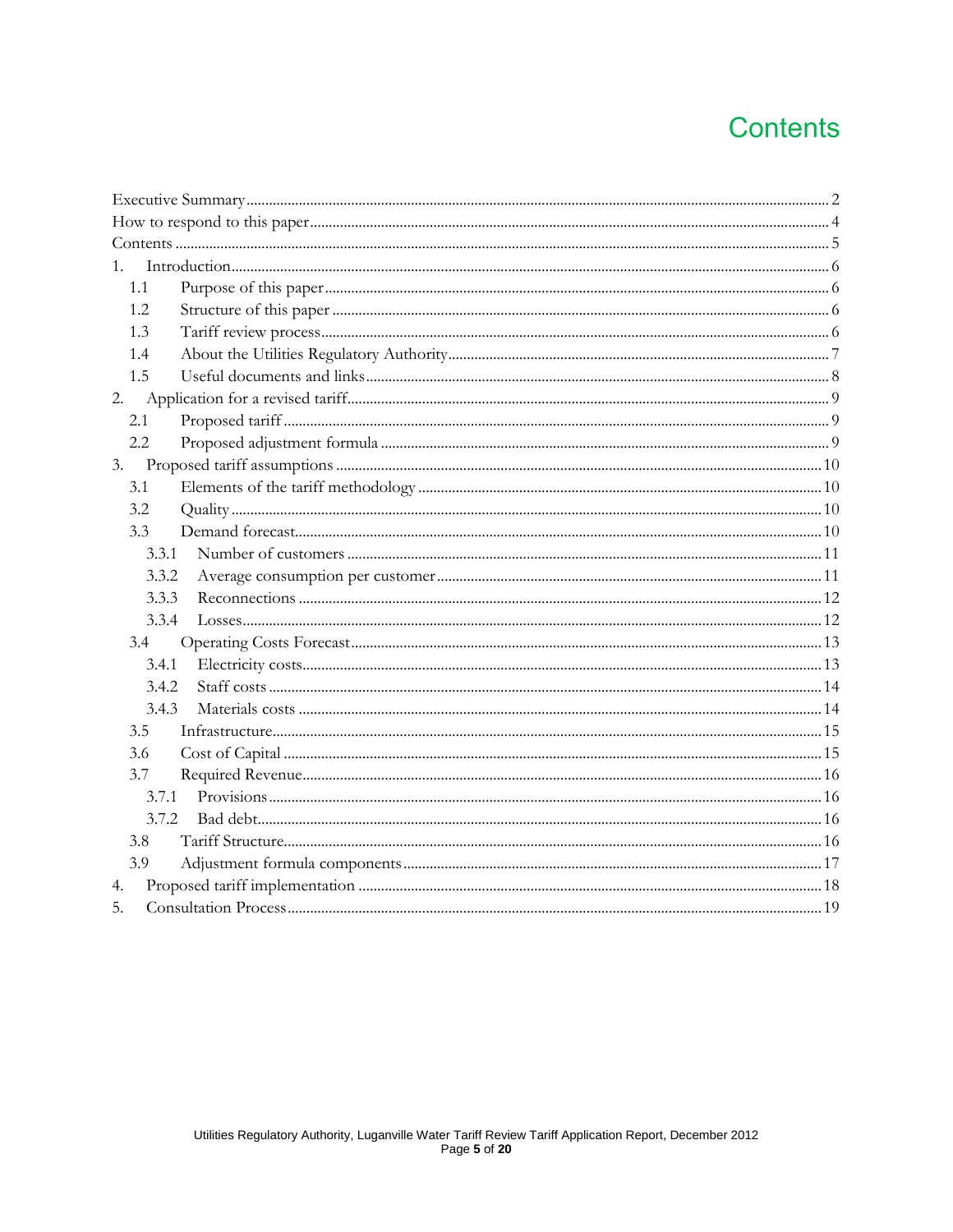# Contents

Executive Summary ..... 2
How to respond to this paper ..... 4
Contents ..... 5
1. Introduction ..... 6
  1.1 Purpose of this paper ..... 6
  1.2 Structure of this paper ..... 6
  1.3 Tariff review process ..... 6
  1.4 About the Utilities Regulatory Authority ..... 7
  1.5 Useful documents and links ..... 8
2. Application for a revised tariff ..... 9
  2.1 Proposed tariff ..... 9
  2.2 Proposed adjustment formula ..... 9
3. Proposed tariff assumptions ..... 10
  3.1 Elements of the tariff methodology ..... 10
  3.2 Quality ..... 10
  3.3 Demand forecast ..... 10
    3.3.1 Number of customers ..... 11
    3.3.2 Average consumption per customer ..... 11
    3.3.3 Reconnections ..... 12
    3.3.4 Losses ..... 12
  3.4 Operating Costs Forecast ..... 13
    3.4.1 Electricity costs ..... 13
    3.4.2 Staff costs ..... 14
    3.4.3 Materials costs ..... 14
  3.5 Infrastructure ..... 15
  3.6 Cost of Capital ..... 15
  3.7 Required Revenue ..... 16
    3.7.1 Provisions ..... 16
    3.7.2 Bad debt ..... 16
  3.8 Tariff Structure ..... 16
  3.9 Adjustment formula components ..... 17
4. Proposed tariff implementation ..... 18
5. Consultation Process ..... 19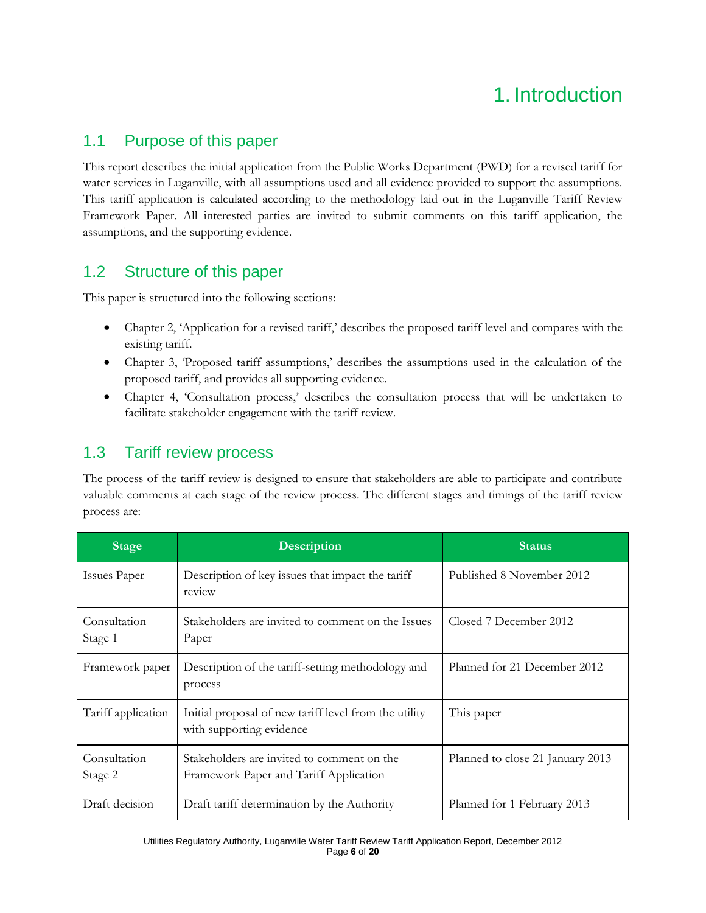# 1. Introduction

## 1.1 Purpose of this paper

This report describes the initial application from the Public Works Department (PWD) for a revised tariff for water services in Luganville, with all assumptions used and all evidence provided to support the assumptions. This tariff application is calculated according to the methodology laid out in the Luganville Tariff Review Framework Paper. All interested parties are invited to submit comments on this tariff application, the assumptions, and the supporting evidence.

## 1.2 Structure of this paper

This paper is structured into the following sections:

- Chapter 2, 'Application for a revised tariff,' describes the proposed tariff level and compares with the existing tariff.
- Chapter 3, 'Proposed tariff assumptions,' describes the assumptions used in the calculation of the proposed tariff, and provides all supporting evidence.
- Chapter 4, 'Consultation process,' describes the consultation process that will be undertaken to facilitate stakeholder engagement with the tariff review.

## 1.3 Tariff review process

The process of the tariff review is designed to ensure that stakeholders are able to participate and contribute valuable comments at each stage of the review process. The different stages and timings of the tariff review process are:

| Stage | Description | Status |
| --- | --- | --- |
| Issues Paper | Description of key issues that impact the tariff review | Published 8 November 2012 |
| Consultation Stage 1 | Stakeholders are invited to comment on the Issues Paper | Closed 7 December 2012 |
| Framework paper | Description of the tariff-setting methodology and process | Planned for 21 December 2012 |
| Tariff application | Initial proposal of new tariff level from the utility with supporting evidence | This paper |
| Consultation Stage 2 | Stakeholders are invited to comment on the Framework Paper and Tariff Application | Planned to close 21 January 2013 |
| Draft decision | Draft tariff determination by the Authority | Planned for 1 February 2013 |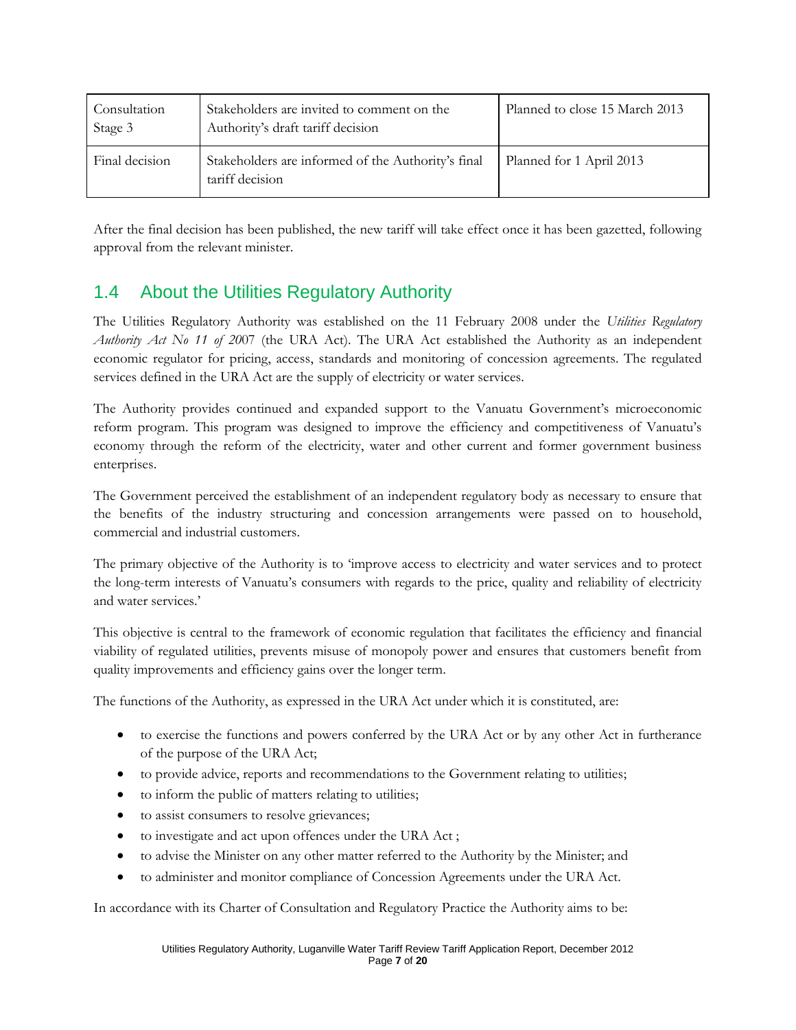| Consultation Stage 3 | Stakeholders are invited to comment on the Authority's draft tariff decision | Planned to close 15 March 2013 |
|---|---|---|
| Final decision | Stakeholders are informed of the Authority's final tariff decision | Planned for 1 April 2013 |

After the final decision has been published, the new tariff will take effect once it has been gazetted, following approval from the relevant minister.

## 1.4 About the Utilities Regulatory Authority

The Utilities Regulatory Authority was established on the 11 February 2008 under the *Utilities Regulatory Authority Act No 11 of 20*07 (the URA Act). The URA Act established the Authority as an independent economic regulator for pricing, access, standards and monitoring of concession agreements. The regulated services defined in the URA Act are the supply of electricity or water services.

The Authority provides continued and expanded support to the Vanuatu Government's microeconomic reform program. This program was designed to improve the efficiency and competitiveness of Vanuatu's economy through the reform of the electricity, water and other current and former government business enterprises.

The Government perceived the establishment of an independent regulatory body as necessary to ensure that the benefits of the industry structuring and concession arrangements were passed on to household, commercial and industrial customers.

The primary objective of the Authority is to 'improve access to electricity and water services and to protect the long-term interests of Vanuatu's consumers with regards to the price, quality and reliability of electricity and water services.'

This objective is central to the framework of economic regulation that facilitates the efficiency and financial viability of regulated utilities, prevents misuse of monopoly power and ensures that customers benefit from quality improvements and efficiency gains over the longer term.

The functions of the Authority, as expressed in the URA Act under which it is constituted, are:

- to exercise the functions and powers conferred by the URA Act or by any other Act in furtherance of the purpose of the URA Act;
- to provide advice, reports and recommendations to the Government relating to utilities;
- to inform the public of matters relating to utilities;
- to assist consumers to resolve grievances;
- to investigate and act upon offences under the URA Act ;
- to advise the Minister on any other matter referred to the Authority by the Minister; and
- to administer and monitor compliance of Concession Agreements under the URA Act.

In accordance with its Charter of Consultation and Regulatory Practice the Authority aims to be: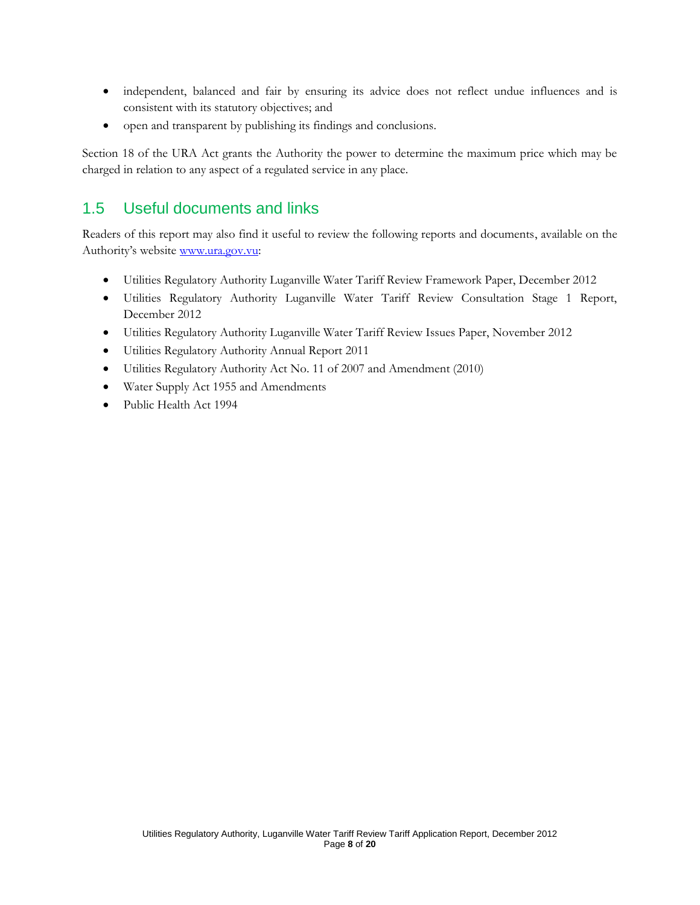- independent, balanced and fair by ensuring its advice does not reflect undue influences and is consistent with its statutory objectives; and
- open and transparent by publishing its findings and conclusions.

Section 18 of the URA Act grants the Authority the power to determine the maximum price which may be charged in relation to any aspect of a regulated service in any place.

## 1.5 Useful documents and links

Readers of this report may also find it useful to review the following reports and documents, available on the Authority's website www.ura.gov.vu:

- Utilities Regulatory Authority Luganville Water Tariff Review Framework Paper, December 2012
- Utilities Regulatory Authority Luganville Water Tariff Review Consultation Stage 1 Report, December 2012
- Utilities Regulatory Authority Luganville Water Tariff Review Issues Paper, November 2012
- Utilities Regulatory Authority Annual Report 2011
- Utilities Regulatory Authority Act No. 11 of 2007 and Amendment (2010)
- Water Supply Act 1955 and Amendments
- Public Health Act 1994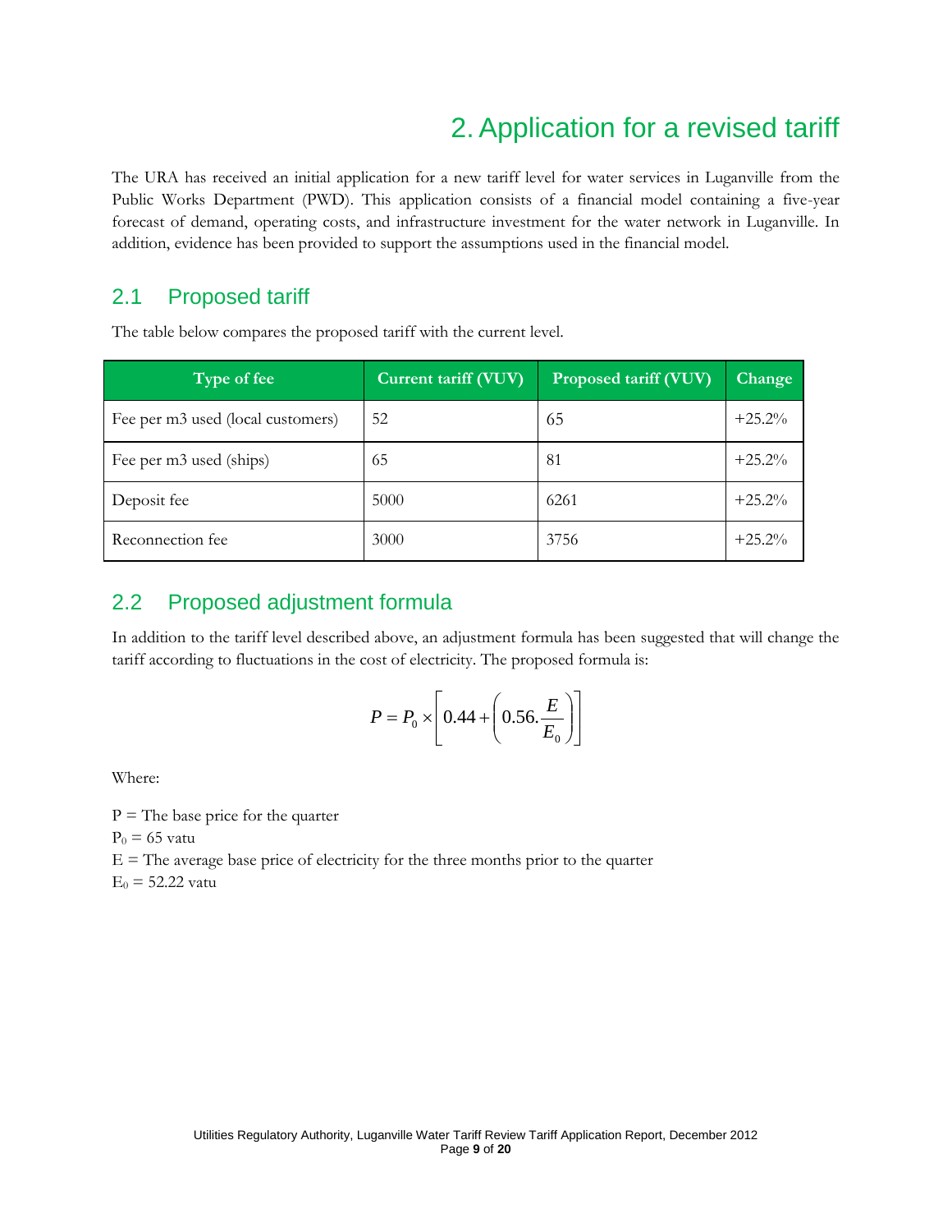# 2. Application for a revised tariff

The URA has received an initial application for a new tariff level for water services in Luganville from the Public Works Department (PWD). This application consists of a financial model containing a five-year forecast of demand, operating costs, and infrastructure investment for the water network in Luganville. In addition, evidence has been provided to support the assumptions used in the financial model.

## 2.1 Proposed tariff

The table below compares the proposed tariff with the current level.

| Type of fee | Current tariff (VUV) | Proposed tariff (VUV) | Change |
|---|---|---|---|
| Fee per m3 used (local customers) | 52 | 65 | +25.2% |
| Fee per m3 used (ships) | 65 | 81 | +25.2% |
| Deposit fee | 5000 | 6261 | +25.2% |
| Reconnection fee | 3000 | 3756 | +25.2% |

## 2.2 Proposed adjustment formula

In addition to the tariff level described above, an adjustment formula has been suggested that will change the tariff according to fluctuations in the cost of electricity. The proposed formula is:

$$P = P_0 \times \left[ 0.44 + \left( 0.56.\frac{E}{E_0} \right) \right]$$

Where:

$P$ = The base price for the quarter

$P_0$ = 65 vatu

$E$ = The average base price of electricity for the three months prior to the quarter

$E_0$ = 52.22 vatu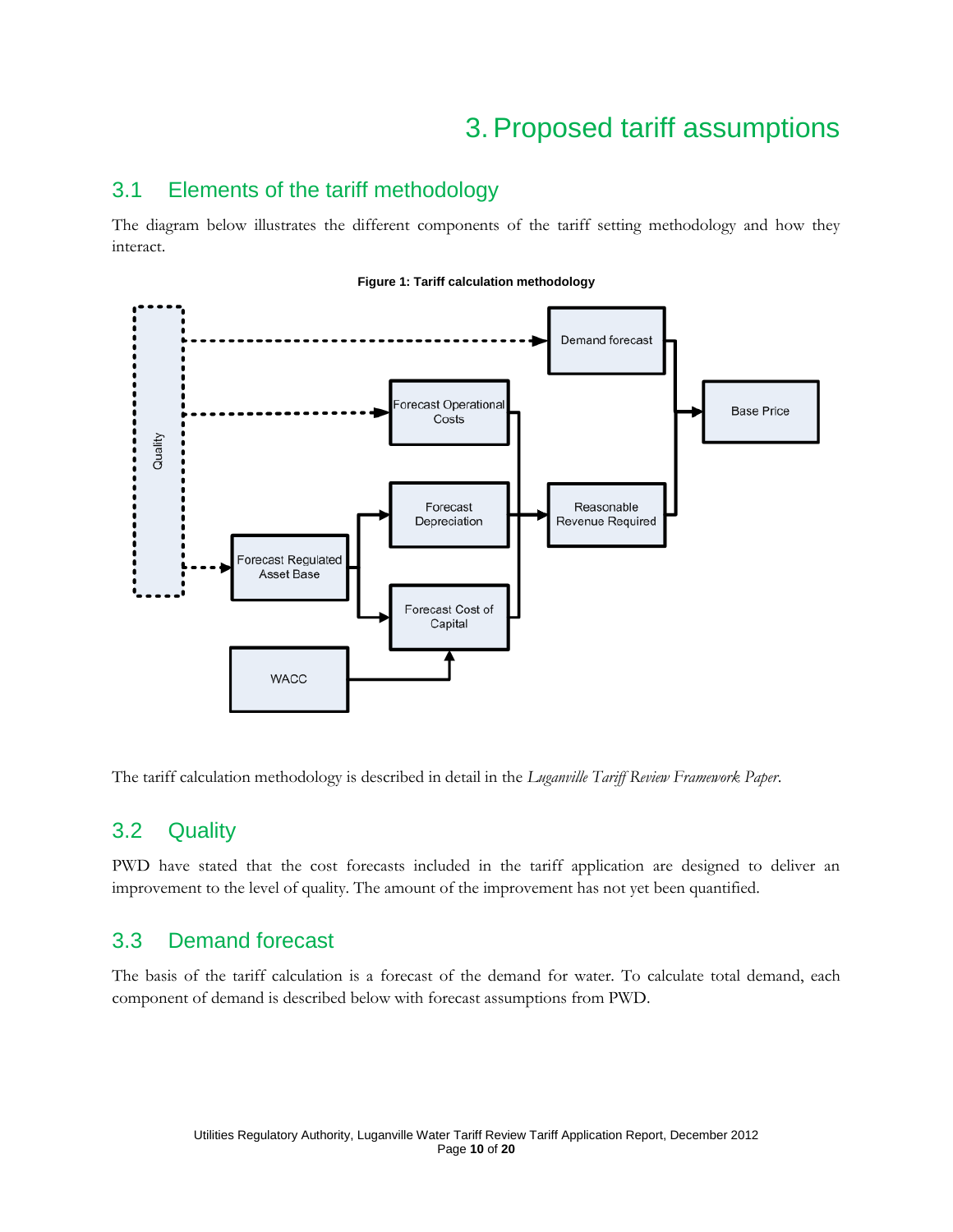# 3. Proposed tariff assumptions

## 3.1 Elements of the tariff methodology

The diagram below illustrates the different components of the tariff setting methodology and how they interact.

**Figure 1: Tariff calculation methodology**

Quality

Demand forecast

Forecast Operational Costs

Forecast Depreciation

Forecast Regulated Asset Base

Forecast Cost of Capital

WACC

Reasonable Revenue Required

Base Price

The tariff calculation methodology is described in detail in the *Luganville Tariff Review Framework Paper*.

## 3.2 Quality

PWD have stated that the cost forecasts included in the tariff application are designed to deliver an improvement to the level of quality. The amount of the improvement has not yet been quantified.

## 3.3 Demand forecast

The basis of the tariff calculation is a forecast of the demand for water. To calculate total demand, each component of demand is described below with forecast assumptions from PWD.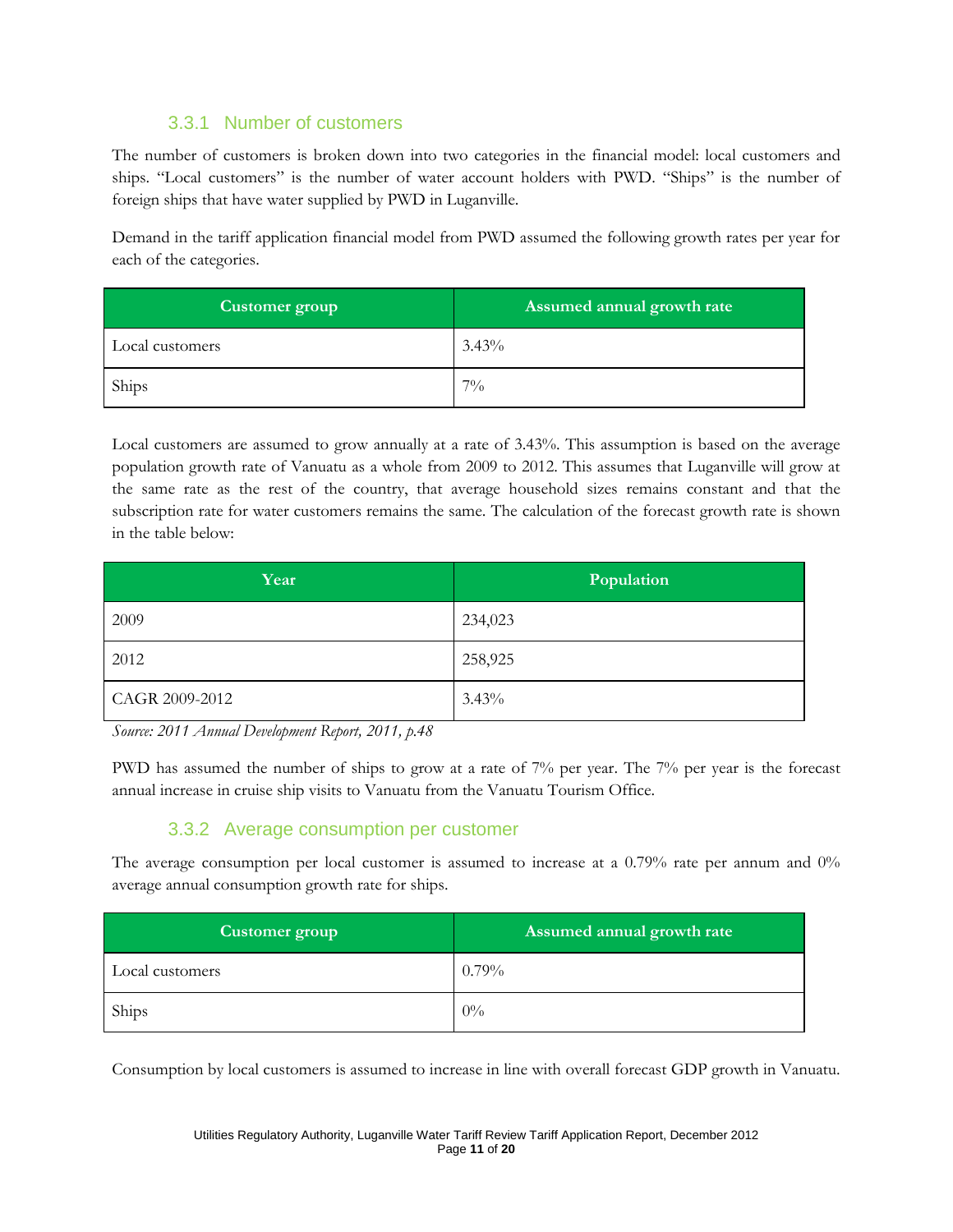### 3.3.1 Number of customers

The number of customers is broken down into two categories in the financial model: local customers and ships. "Local customers" is the number of water account holders with PWD. "Ships" is the number of foreign ships that have water supplied by PWD in Luganville.

Demand in the tariff application financial model from PWD assumed the following growth rates per year for each of the categories.

| Customer group | Assumed annual growth rate |
|---|---|
| Local customers | 3.43% |
| Ships | 7% |

Local customers are assumed to grow annually at a rate of 3.43%. This assumption is based on the average population growth rate of Vanuatu as a whole from 2009 to 2012. This assumes that Luganville will grow at the same rate as the rest of the country, that average household sizes remains constant and that the subscription rate for water customers remains the same. The calculation of the forecast growth rate is shown in the table below:

| Year | Population |
|---|---|
| 2009 | 234,023 |
| 2012 | 258,925 |
| CAGR 2009-2012 | 3.43% |

*Source: 2011 Annual Development Report, 2011, p.48*

PWD has assumed the number of ships to grow at a rate of 7% per year. The 7% per year is the forecast annual increase in cruise ship visits to Vanuatu from the Vanuatu Tourism Office.

### 3.3.2 Average consumption per customer

The average consumption per local customer is assumed to increase at a 0.79% rate per annum and 0% average annual consumption growth rate for ships.

| Customer group | Assumed annual growth rate |
|---|---|
| Local customers | 0.79% |
| Ships | 0% |

Consumption by local customers is assumed to increase in line with overall forecast GDP growth in Vanuatu.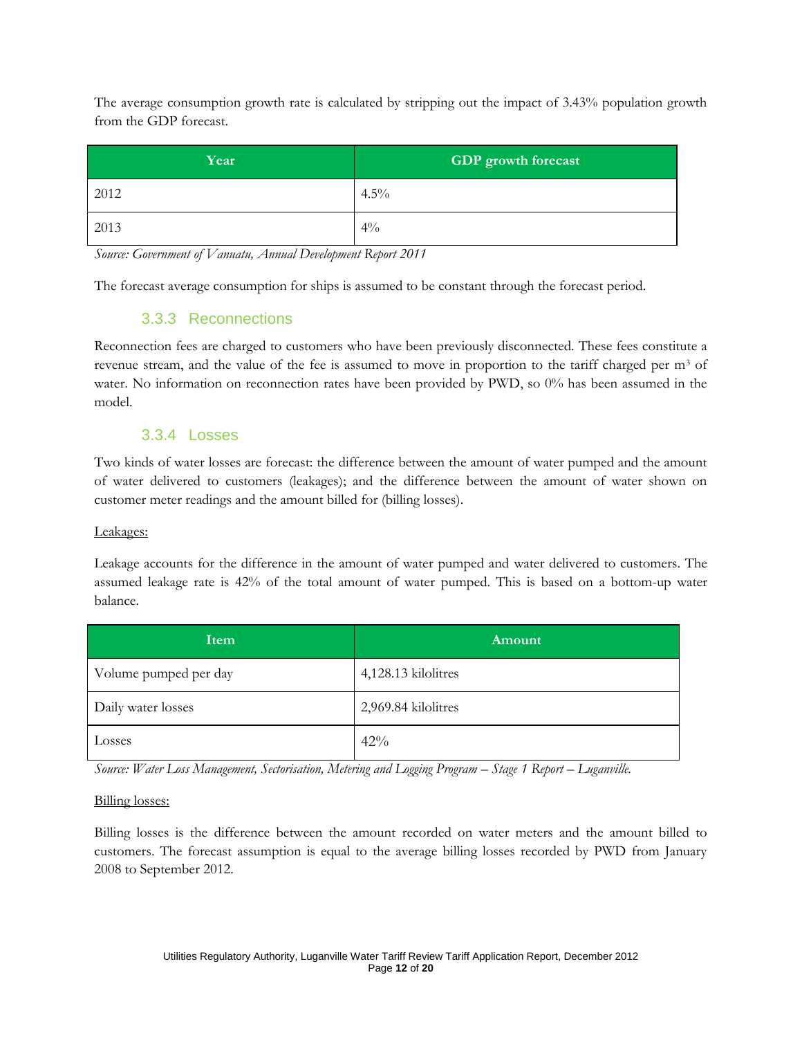The average consumption growth rate is calculated by stripping out the impact of 3.43% population growth from the GDP forecast.

| Year | GDP growth forecast |
| --- | --- |
| 2012 | 4.5% |
| 2013 | 4% |

*Source: Government of Vanuatu, Annual Development Report 2011*

The forecast average consumption for ships is assumed to be constant through the forecast period.

### 3.3.3 Reconnections

Reconnection fees are charged to customers who have been previously disconnected. These fees constitute a revenue stream, and the value of the fee is assumed to move in proportion to the tariff charged per $m^3$ of water. No information on reconnection rates have been provided by PWD, so 0% has been assumed in the model.

### 3.3.4 Losses

Two kinds of water losses are forecast: the difference between the amount of water pumped and the amount of water delivered to customers (leakages); and the difference between the amount of water shown on customer meter readings and the amount billed for (billing losses).

Leakages:

Leakage accounts for the difference in the amount of water pumped and water delivered to customers. The assumed leakage rate is 42% of the total amount of water pumped. This is based on a bottom-up water balance.

| Item | Amount |
| --- | --- |
| Volume pumped per day | 4,128.13 kilolitres |
| Daily water losses | 2,969.84 kilolitres |
| Losses | 42% |

*Source: Water Loss Management, Sectorisation, Metering and Logging Program – Stage 1 Report – Luganville.*

Billing losses:

Billing losses is the difference between the amount recorded on water meters and the amount billed to customers. The forecast assumption is equal to the average billing losses recorded by PWD from January 2008 to September 2012.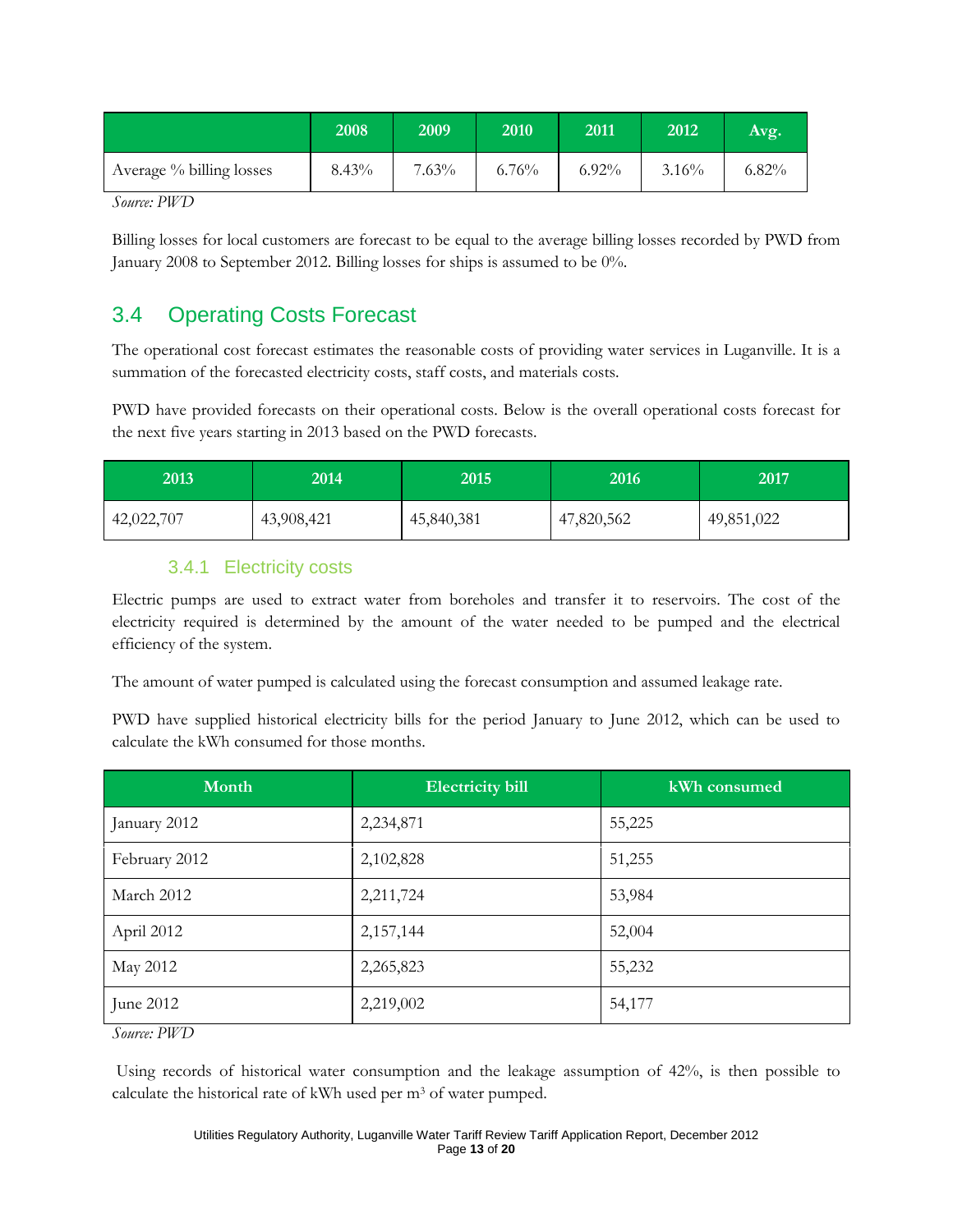| | 2008 | 2009 | 2010 | 2011 | 2012 | Avg. |
|---|---|---|---|---|---|---|
| Average % billing losses | 8.43% | 7.63% | 6.76% | 6.92% | 3.16% | 6.82% |

*Source: PWD*

Billing losses for local customers are forecast to be equal to the average billing losses recorded by PWD from January 2008 to September 2012. Billing losses for ships is assumed to be 0%.

## 3.4 Operating Costs Forecast

The operational cost forecast estimates the reasonable costs of providing water services in Luganville. It is a summation of the forecasted electricity costs, staff costs, and materials costs.

PWD have provided forecasts on their operational costs. Below is the overall operational costs forecast for the next five years starting in 2013 based on the PWD forecasts.

| 2013 | 2014 | 2015 | 2016 | 2017 |
|---|---|---|---|---|
| 42,022,707 | 43,908,421 | 45,840,381 | 47,820,562 | 49,851,022 |

### 3.4.1 Electricity costs

Electric pumps are used to extract water from boreholes and transfer it to reservoirs. The cost of the electricity required is determined by the amount of the water needed to be pumped and the electrical efficiency of the system.

The amount of water pumped is calculated using the forecast consumption and assumed leakage rate.

PWD have supplied historical electricity bills for the period January to June 2012, which can be used to calculate the kWh consumed for those months.

| Month | Electricity bill | kWh consumed |
|---|---|---|
| January 2012 | 2,234,871 | 55,225 |
| February 2012 | 2,102,828 | 51,255 |
| March 2012 | 2,211,724 | 53,984 |
| April 2012 | 2,157,144 | 52,004 |
| May 2012 | 2,265,823 | 55,232 |
| June 2012 | 2,219,002 | 54,177 |

*Source: PWD*

Using records of historical water consumption and the leakage assumption of 42%, is then possible to calculate the historical rate of kWh used per $m^3$ of water pumped.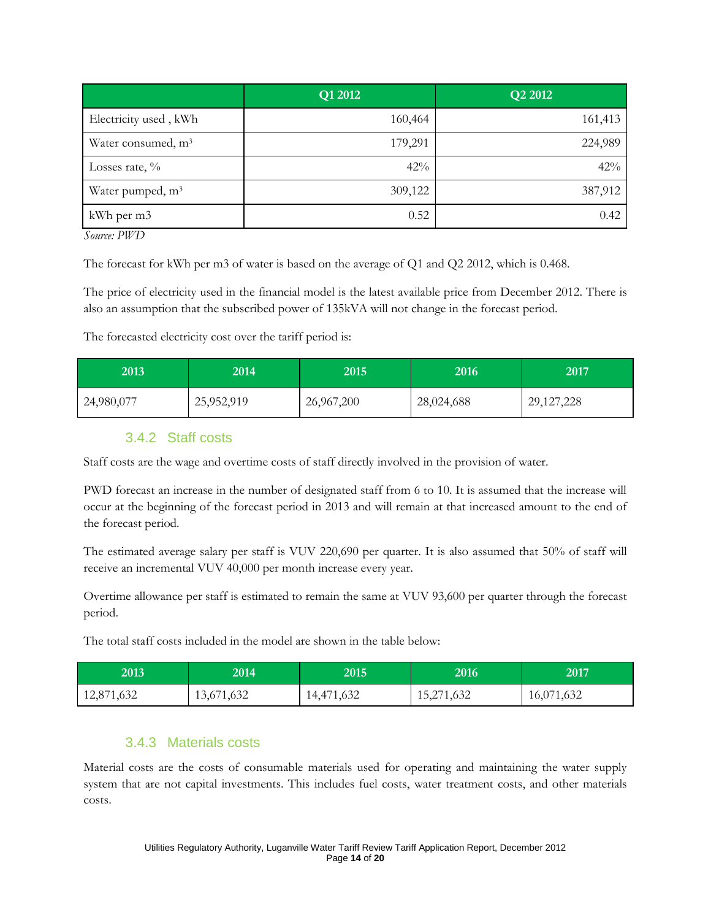| | Q1 2012 | Q2 2012 |
|---|---|---|
| Electricity used , kWh | 160,464 | 161,413 |
| Water consumed, m³ | 179,291 | 224,989 |
| Losses rate, % | 42% | 42% |
| Water pumped, m³ | 309,122 | 387,912 |
| kWh per m3 | 0.52 | 0.42 |

*Source: PWD*

The forecast for kWh per m3 of water is based on the average of Q1 and Q2 2012, which is 0.468.

The price of electricity used in the financial model is the latest available price from December 2012. There is also an assumption that the subscribed power of 135kVA will not change in the forecast period.

The forecasted electricity cost over the tariff period is:

| 2013 | 2014 | 2015 | 2016 | 2017 |
|---|---|---|---|---|
| 24,980,077 | 25,952,919 | 26,967,200 | 28,024,688 | 29,127,228 |

### 3.4.2 Staff costs

Staff costs are the wage and overtime costs of staff directly involved in the provision of water.

PWD forecast an increase in the number of designated staff from 6 to 10. It is assumed that the increase will occur at the beginning of the forecast period in 2013 and will remain at that increased amount to the end of the forecast period.

The estimated average salary per staff is VUV 220,690 per quarter. It is also assumed that 50% of staff will receive an incremental VUV 40,000 per month increase every year.

Overtime allowance per staff is estimated to remain the same at VUV 93,600 per quarter through the forecast period.

The total staff costs included in the model are shown in the table below:

| 2013 | 2014 | 2015 | 2016 | 2017 |
|---|---|---|---|---|
| 12,871,632 | 13,671,632 | 14,471,632 | 15,271,632 | 16,071,632 |

### 3.4.3 Materials costs

Material costs are the costs of consumable materials used for operating and maintaining the water supply system that are not capital investments. This includes fuel costs, water treatment costs, and other materials costs.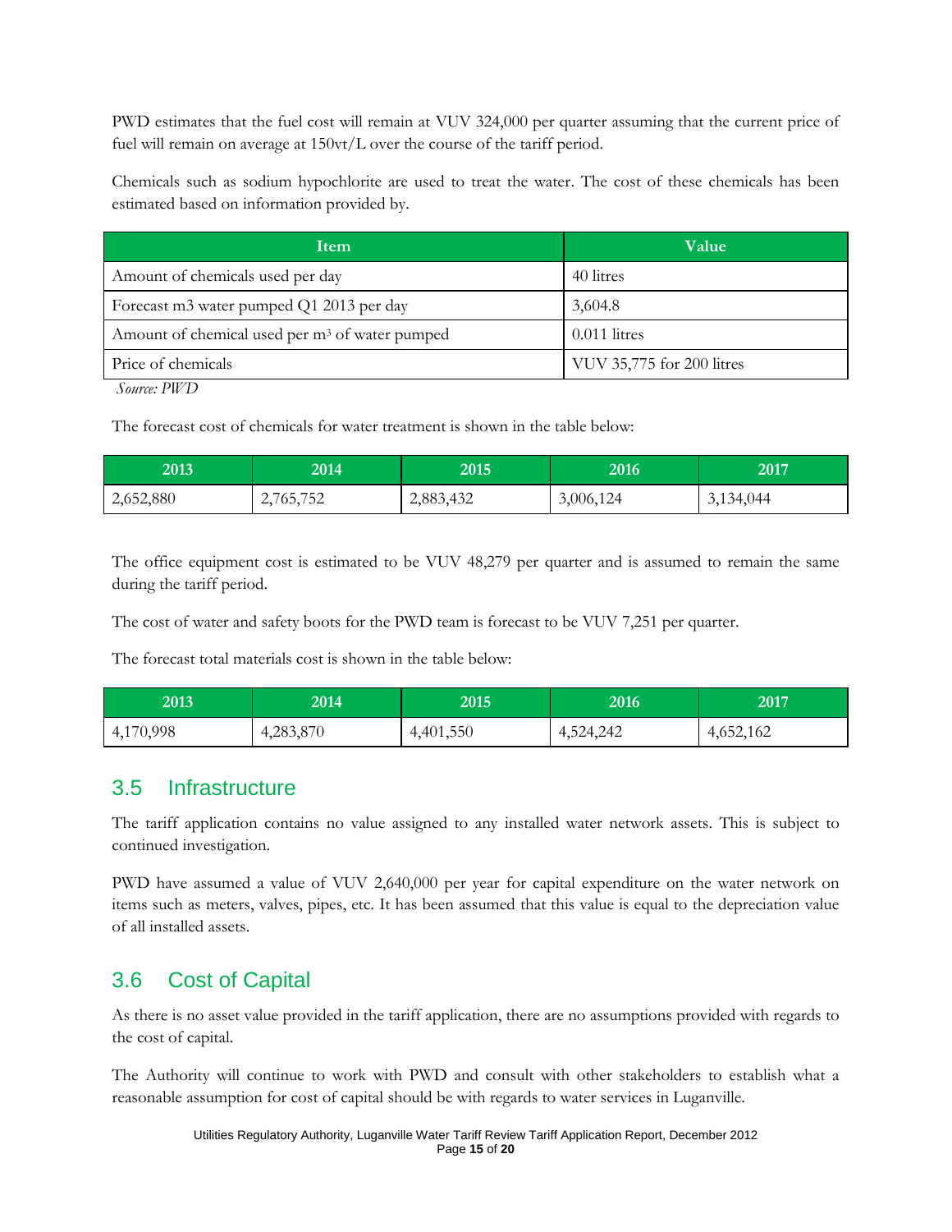PWD estimates that the fuel cost will remain at VUV 324,000 per quarter assuming that the current price of fuel will remain on average at 150vt/L over the course of the tariff period.

Chemicals such as sodium hypochlorite are used to treat the water. The cost of these chemicals has been estimated based on information provided by.

| Item | Value |
|---|---|
| Amount of chemicals used per day | 40 litres |
| Forecast m3 water pumped Q1 2013 per day | 3,604.8 |
| Amount of chemical used per m$^3$ of water pumped | 0.011 litres |
| Price of chemicals | VUV 35,775 for 200 litres |

*Source: PWD*

The forecast cost of chemicals for water treatment is shown in the table below:

| 2013 | 2014 | 2015 | 2016 | 2017 |
|---|---|---|---|---|
| 2,652,880 | 2,765,752 | 2,883,432 | 3,006,124 | 3,134,044 |

The office equipment cost is estimated to be VUV 48,279 per quarter and is assumed to remain the same during the tariff period.

The cost of water and safety boots for the PWD team is forecast to be VUV 7,251 per quarter.

The forecast total materials cost is shown in the table below:

| 2013 | 2014 | 2015 | 2016 | 2017 |
|---|---|---|---|---|
| 4,170,998 | 4,283,870 | 4,401,550 | 4,524,242 | 4,652,162 |

## 3.5 Infrastructure

The tariff application contains no value assigned to any installed water network assets. This is subject to continued investigation.

PWD have assumed a value of VUV 2,640,000 per year for capital expenditure on the water network on items such as meters, valves, pipes, etc. It has been assumed that this value is equal to the depreciation value of all installed assets.

## 3.6 Cost of Capital

As there is no asset value provided in the tariff application, there are no assumptions provided with regards to the cost of capital.

The Authority will continue to work with PWD and consult with other stakeholders to establish what a reasonable assumption for cost of capital should be with regards to water services in Luganville.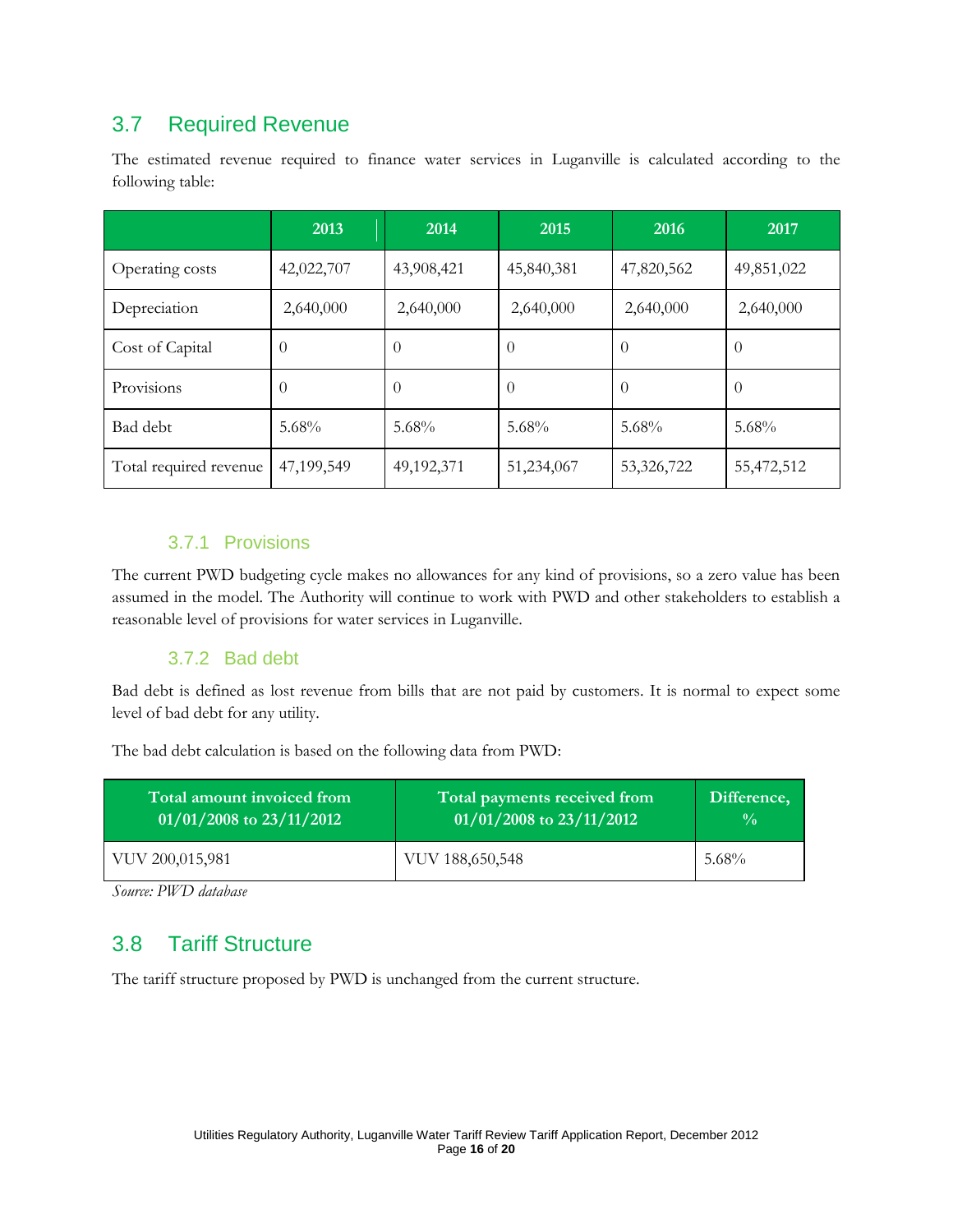## 3.7 Required Revenue

The estimated revenue required to finance water services in Luganville is calculated according to the following table:

| | 2013 | 2014 | 2015 | 2016 | 2017 |
|---|---|---|---|---|---|
| Operating costs | 42,022,707 | 43,908,421 | 45,840,381 | 47,820,562 | 49,851,022 |
| Depreciation | 2,640,000 | 2,640,000 | 2,640,000 | 2,640,000 | 2,640,000 |
| Cost of Capital | 0 | 0 | 0 | 0 | 0 |
| Provisions | 0 | 0 | 0 | 0 | 0 |
| Bad debt | 5.68% | 5.68% | 5.68% | 5.68% | 5.68% |
| Total required revenue | 47,199,549 | 49,192,371 | 51,234,067 | 53,326,722 | 55,472,512 |

### 3.7.1 Provisions

The current PWD budgeting cycle makes no allowances for any kind of provisions, so a zero value has been assumed in the model. The Authority will continue to work with PWD and other stakeholders to establish a reasonable level of provisions for water services in Luganville.

### 3.7.2 Bad debt

Bad debt is defined as lost revenue from bills that are not paid by customers. It is normal to expect some level of bad debt for any utility.

The bad debt calculation is based on the following data from PWD:

| Total amount invoiced from 01/01/2008 to 23/11/2012 | Total payments received from 01/01/2008 to 23/11/2012 | Difference, % |
|---|---|---|
| VUV 200,015,981 | VUV 188,650,548 | 5.68% |

*Source: PWD database*

## 3.8 Tariff Structure

The tariff structure proposed by PWD is unchanged from the current structure.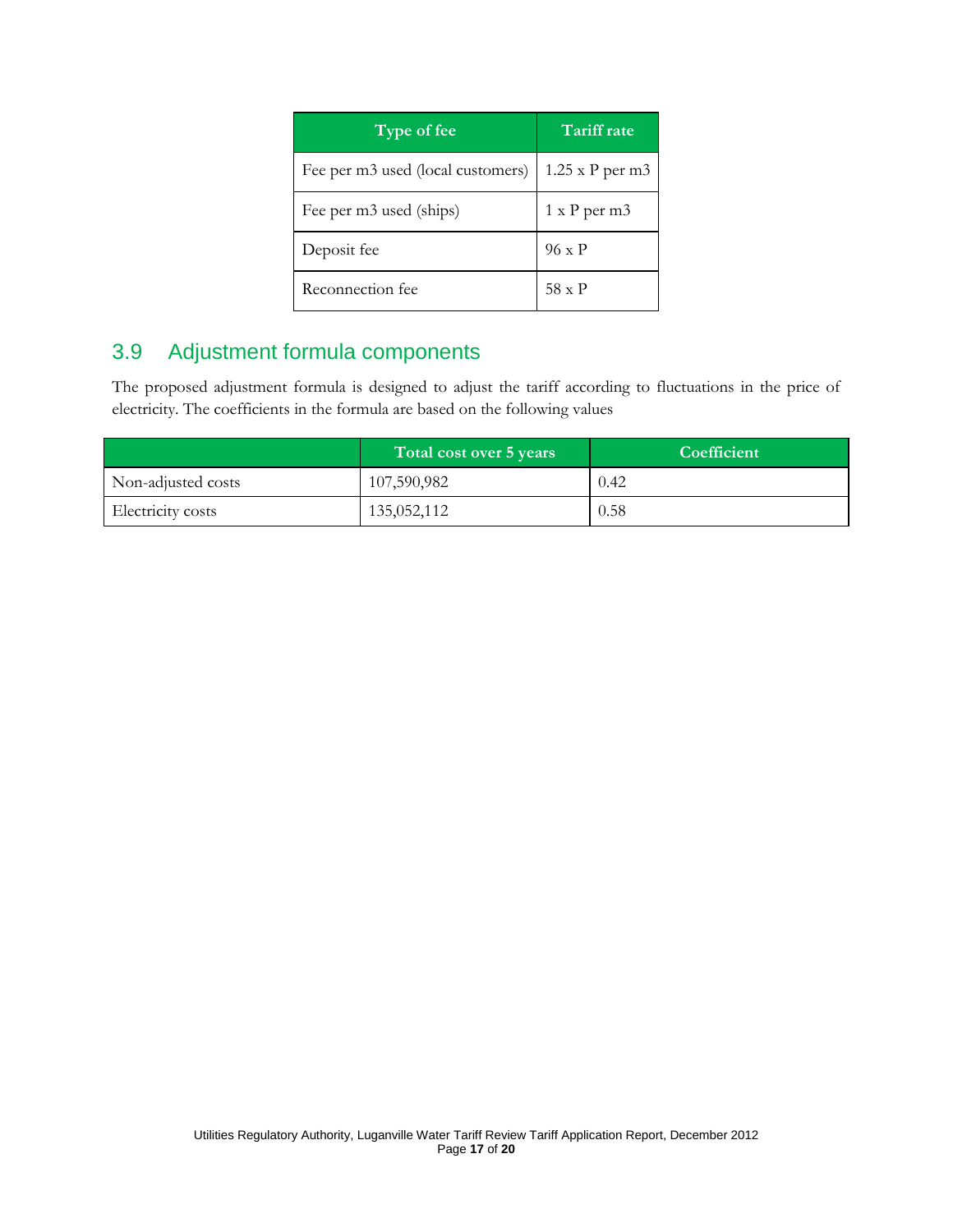| Type of fee | Tariff rate |
|---|---|
| Fee per m3 used (local customers) | 1.25 x P per m3 |
| Fee per m3 used (ships) | 1 x P per m3 |
| Deposit fee | 96 x P |
| Reconnection fee | 58 x P |

## 3.9 Adjustment formula components

The proposed adjustment formula is designed to adjust the tariff according to fluctuations in the price of electricity. The coefficients in the formula are based on the following values

| | Total cost over 5 years | Coefficient |
|---|---|---|
| Non-adjusted costs | 107,590,982 | 0.42 |
| Electricity costs | 135,052,112 | 0.58 |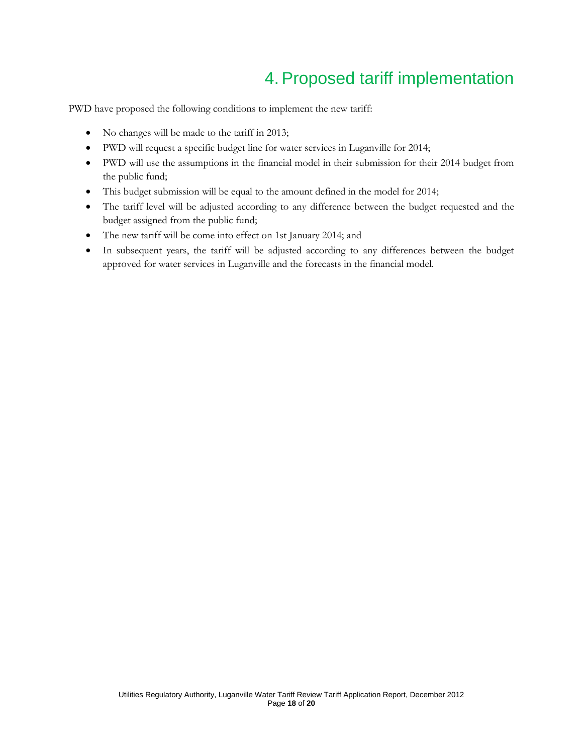# 4. Proposed tariff implementation

PWD have proposed the following conditions to implement the new tariff:

- No changes will be made to the tariff in 2013;
- PWD will request a specific budget line for water services in Luganville for 2014;
- PWD will use the assumptions in the financial model in their submission for their 2014 budget from the public fund;
- This budget submission will be equal to the amount defined in the model for 2014;
- The tariff level will be adjusted according to any difference between the budget requested and the budget assigned from the public fund;
- The new tariff will be come into effect on 1st January 2014; and
- In subsequent years, the tariff will be adjusted according to any differences between the budget approved for water services in Luganville and the forecasts in the financial model.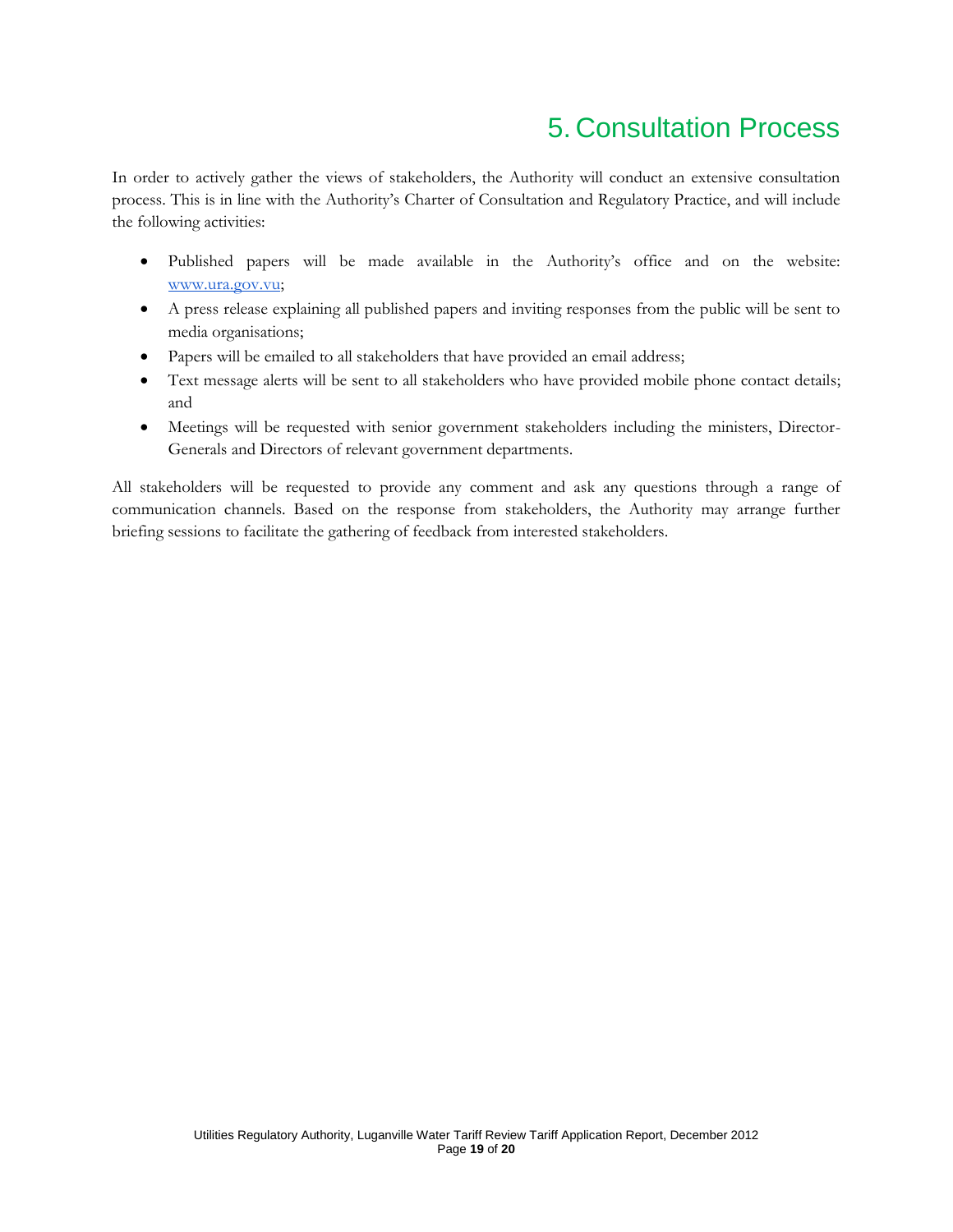# 5. Consultation Process

In order to actively gather the views of stakeholders, the Authority will conduct an extensive consultation process. This is in line with the Authority's Charter of Consultation and Regulatory Practice, and will include the following activities:

- Published papers will be made available in the Authority's office and on the website: www.ura.gov.vu;
- A press release explaining all published papers and inviting responses from the public will be sent to media organisations;
- Papers will be emailed to all stakeholders that have provided an email address;
- Text message alerts will be sent to all stakeholders who have provided mobile phone contact details; and
- Meetings will be requested with senior government stakeholders including the ministers, Director-Generals and Directors of relevant government departments.

All stakeholders will be requested to provide any comment and ask any questions through a range of communication channels. Based on the response from stakeholders, the Authority may arrange further briefing sessions to facilitate the gathering of feedback from interested stakeholders.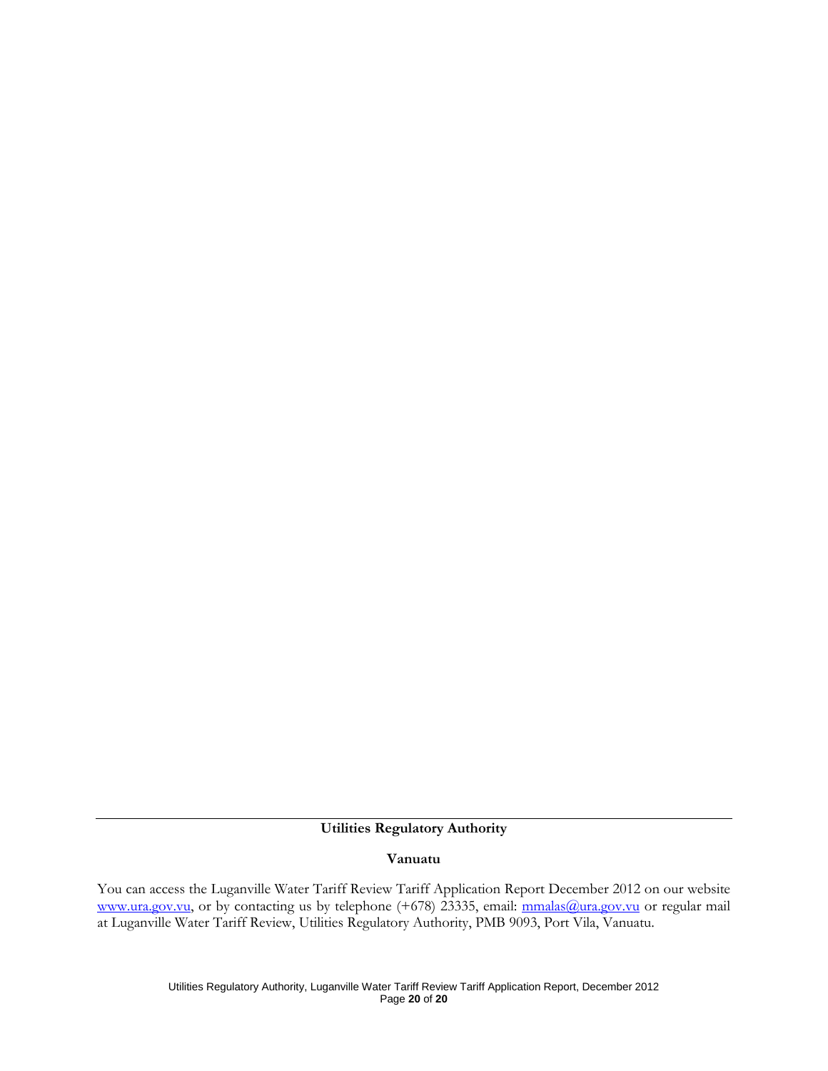---

**Utilities Regulatory Authority**

**Vanuatu**

You can access the Luganville Water Tariff Review Tariff Application Report December 2012 on our website www.ura.gov.vu, or by contacting us by telephone (+678) 23335, email: mmalas@ura.gov.vu or regular mail at Luganville Water Tariff Review, Utilities Regulatory Authority, PMB 9093, Port Vila, Vanuatu.